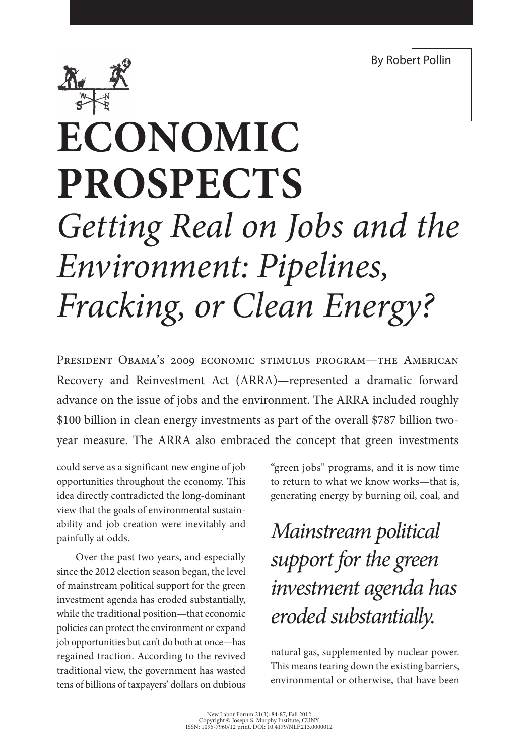By Robert Pollin

# ECONOMIC PROSPECTS

## *Getting Real on Jobs and the Environment: Pipelines, Fracking, or Clean Energy?*

President Obama's 2009 economic stimulus program—the American Recovery and Reinvestment Act (ARRA)—represented a dramatic forward advance on the issue of jobs and the environment. The ARRA included roughly $100 billion in clean energy investments as part of the overall $787 billion two-year measure. The ARRA also embraced the concept that green investments could serve as a significant new engine of job opportunities throughout the economy. This idea directly contradicted the long-dominant view that the goals of environmental sustainability and job creation were inevitably and painfully at odds.

Over the past two years, and especially since the 2012 election season began, the level of mainstream political support for the green investment agenda has eroded substantially, while the traditional position—that economic policies can protect the environment or expand job opportunities but can't do both at once—has regained traction. According to the revived traditional view, the government has wasted tens of billions of taxpayers' dollars on dubious "green jobs" programs, and it is now time to return to what we know works—that is, generating energy by burning oil, coal, and natural gas, supplemented by nuclear power. This means tearing down the existing barriers, environmental or otherwise, that have been

> *Mainstream political support for the green investment agenda has eroded substantially.*

New Labor Forum 21(3): 84-87, Fall 2012
Copyright © Joseph S. Murphy Institute, CUNY
ISSN: 1095-7960/12 print, DOI: 10.4179/NLF.213.0000012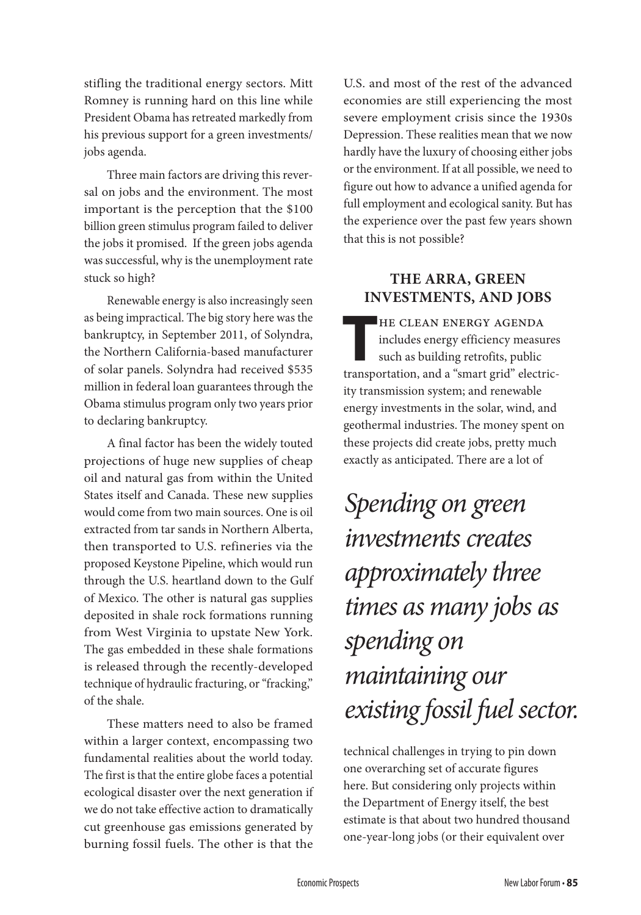stifling the traditional energy sectors. Mitt Romney is running hard on this line while President Obama has retreated markedly from his previous support for a green investments/jobs agenda.

Three main factors are driving this reversal on jobs and the environment. The most important is the perception that the $100 billion green stimulus program failed to deliver the jobs it promised. If the green jobs agenda was successful, why is the unemployment rate stuck so high?

Renewable energy is also increasingly seen as being impractical. The big story here was the bankruptcy, in September 2011, of Solyndra, the Northern California-based manufacturer of solar panels. Solyndra had received $535 million in federal loan guarantees through the Obama stimulus program only two years prior to declaring bankruptcy.

A final factor has been the widely touted projections of huge new supplies of cheap oil and natural gas from within the United States itself and Canada. These new supplies would come from two main sources. One is oil extracted from tar sands in Northern Alberta, then transported to U.S. refineries via the proposed Keystone Pipeline, which would run through the U.S. heartland down to the Gulf of Mexico. The other is natural gas supplies deposited in shale rock formations running from West Virginia to upstate New York. The gas embedded in these shale formations is released through the recently-developed technique of hydraulic fracturing, or "fracking," of the shale.

These matters need to also be framed within a larger context, encompassing two fundamental realities about the world today. The first is that the entire globe faces a potential ecological disaster over the next generation if we do not take effective action to dramatically cut greenhouse gas emissions generated by burning fossil fuels. The other is that the U.S. and most of the rest of the advanced economies are still experiencing the most severe employment crisis since the 1930s Depression. These realities mean that we now hardly have the luxury of choosing either jobs or the environment. If at all possible, we need to figure out how to advance a unified agenda for full employment and ecological sanity. But has the experience over the past few years shown that this is not possible?

## THE ARRA, GREEN INVESTMENTS, AND JOBS

The clean energy agenda includes energy efficiency measures such as building retrofits, public transportation, and a "smart grid" electricity transmission system; and renewable energy investments in the solar, wind, and geothermal industries. The money spent on these projects did create jobs, pretty much exactly as anticipated. There are a lot of technical challenges in trying to pin down one overarching set of accurate figures here. But considering only projects within the Department of Energy itself, the best estimate is that about two hundred thousand one-year-long jobs (or their equivalent over

*Spending on green investments creates approximately three times as many jobs as spending on maintaining our existing fossil fuel sector.*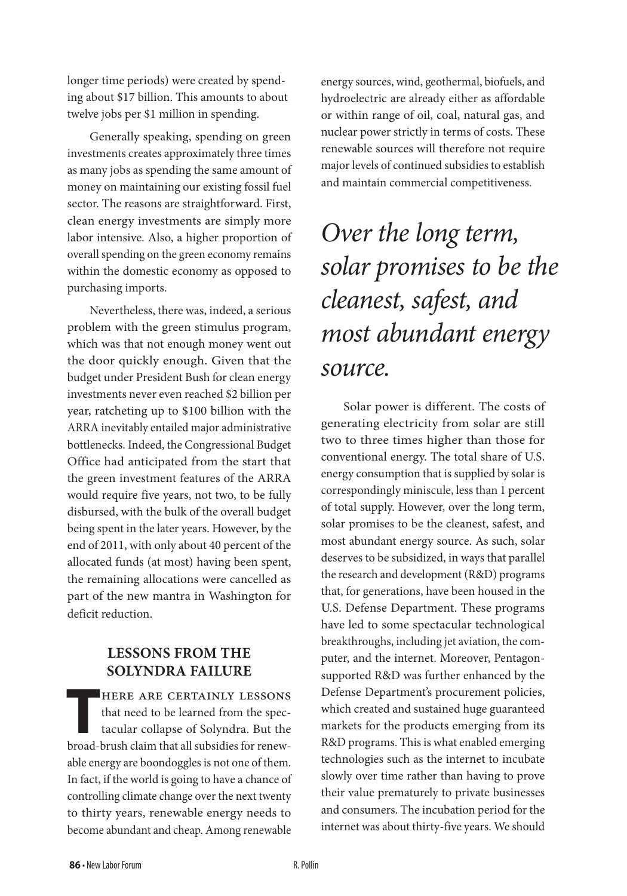longer time periods) were created by spending about $17 billion. This amounts to about twelve jobs per $1 million in spending.

Generally speaking, spending on green investments creates approximately three times as many jobs as spending the same amount of money on maintaining our existing fossil fuel sector. The reasons are straightforward. First, clean energy investments are simply more labor intensive. Also, a higher proportion of overall spending on the green economy remains within the domestic economy as opposed to purchasing imports.

Nevertheless, there was, indeed, a serious problem with the green stimulus program, which was that not enough money went out the door quickly enough. Given that the budget under President Bush for clean energy investments never even reached $2 billion per year, ratcheting up to $100 billion with the ARRA inevitably entailed major administrative bottlenecks. Indeed, the Congressional Budget Office had anticipated from the start that the green investment features of the ARRA would require five years, not two, to be fully disbursed, with the bulk of the overall budget being spent in the later years. However, by the end of 2011, with only about 40 percent of the allocated funds (at most) having been spent, the remaining allocations were cancelled as part of the new mantra in Washington for deficit reduction.

## LESSONS FROM THE SOLYNDRA FAILURE

There are certainly lessons that need to be learned from the spectacular collapse of Solyndra. But the broad-brush claim that all subsidies for renewable energy are boondoggles is not one of them. In fact, if the world is going to have a chance of controlling climate change over the next twenty to thirty years, renewable energy needs to become abundant and cheap. Among renewable energy sources, wind, geothermal, biofuels, and hydroelectric are already either as affordable or within range of oil, coal, natural gas, and nuclear power strictly in terms of costs. These renewable sources will therefore not require major levels of continued subsidies to establish and maintain commercial competitiveness.

> *Over the long term, solar promises to be the cleanest, safest, and most abundant energy source.*

Solar power is different. The costs of generating electricity from solar are still two to three times higher than those for conventional energy. The total share of U.S. energy consumption that is supplied by solar is correspondingly miniscule, less than 1 percent of total supply. However, over the long term, solar promises to be the cleanest, safest, and most abundant energy source. As such, solar deserves to be subsidized, in ways that parallel the research and development (R&D) programs that, for generations, have been housed in the U.S. Defense Department. These programs have led to some spectacular technological breakthroughs, including jet aviation, the computer, and the internet. Moreover, Pentagon-supported R&D was further enhanced by the Defense Department's procurement policies, which created and sustained huge guaranteed markets for the products emerging from its R&D programs. This is what enabled emerging technologies such as the internet to incubate slowly over time rather than having to prove their value prematurely to private businesses and consumers. The incubation period for the internet was about thirty-five years. We should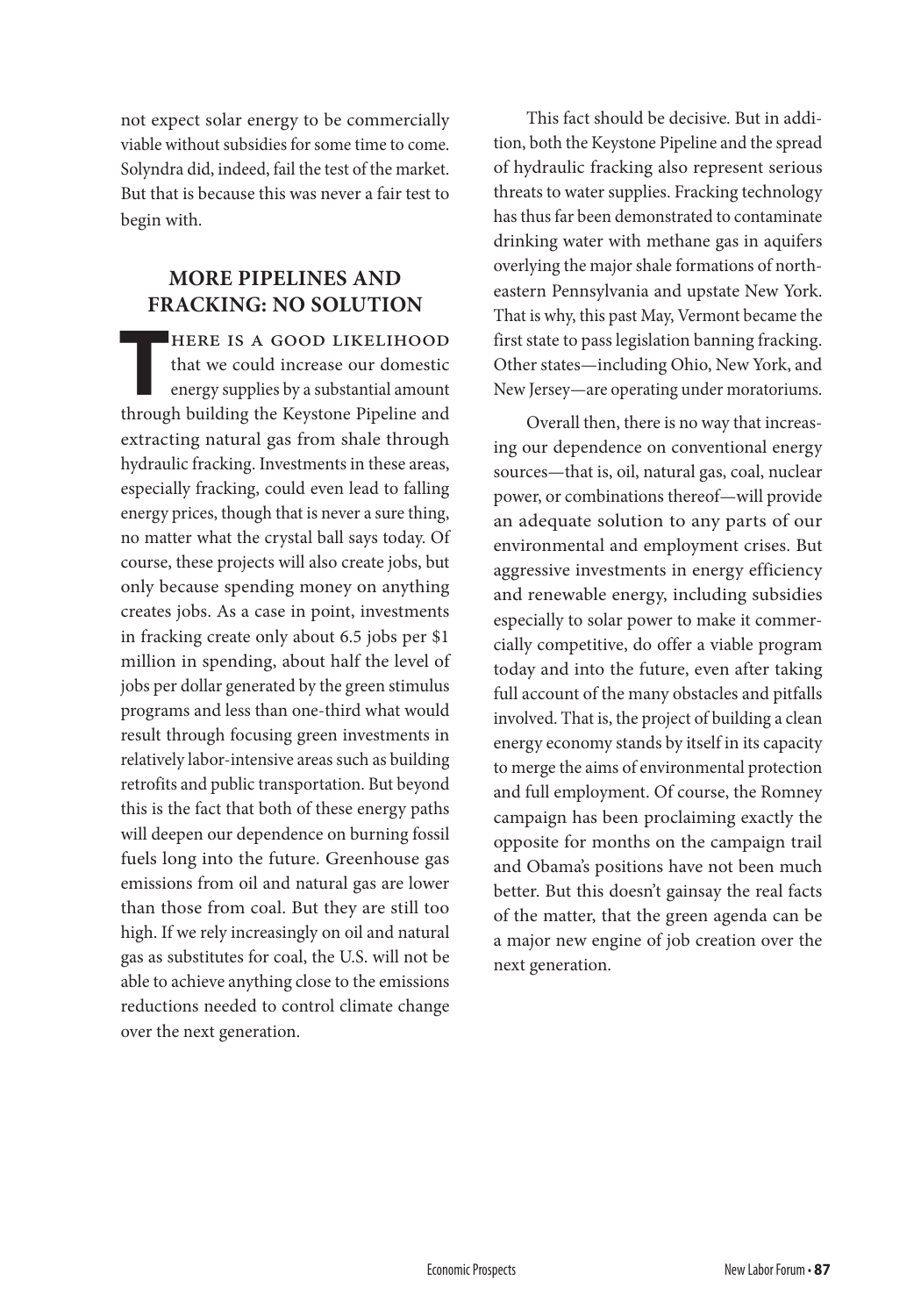not expect solar energy to be commercially viable without subsidies for some time to come. Solyndra did, indeed, fail the test of the market. But that is because this was never a fair test to begin with.

## MORE PIPELINES AND FRACKING: NO SOLUTION

There is a good likelihood that we could increase our domestic energy supplies by a substantial amount through building the Keystone Pipeline and extracting natural gas from shale through hydraulic fracking. Investments in these areas, especially fracking, could even lead to falling energy prices, though that is never a sure thing, no matter what the crystal ball says today. Of course, these projects will also create jobs, but only because spending money on anything creates jobs. As a case in point, investments in fracking create only about 6.5 jobs per $1 million in spending, about half the level of jobs per dollar generated by the green stimulus programs and less than one-third what would result through focusing green investments in relatively labor-intensive areas such as building retrofits and public transportation. But beyond this is the fact that both of these energy paths will deepen our dependence on burning fossil fuels long into the future. Greenhouse gas emissions from oil and natural gas are lower than those from coal. But they are still too high. If we rely increasingly on oil and natural gas as substitutes for coal, the U.S. will not be able to achieve anything close to the emissions reductions needed to control climate change over the next generation.

This fact should be decisive. But in addition, both the Keystone Pipeline and the spread of hydraulic fracking also represent serious threats to water supplies. Fracking technology has thus far been demonstrated to contaminate drinking water with methane gas in aquifers overlying the major shale formations of northeastern Pennsylvania and upstate New York. That is why, this past May, Vermont became the first state to pass legislation banning fracking. Other states—including Ohio, New York, and New Jersey—are operating under moratoriums.

Overall then, there is no way that increasing our dependence on conventional energy sources—that is, oil, natural gas, coal, nuclear power, or combinations thereof—will provide an adequate solution to any parts of our environmental and employment crises. But aggressive investments in energy efficiency and renewable energy, including subsidies especially to solar power to make it commercially competitive, do offer a viable program today and into the future, even after taking full account of the many obstacles and pitfalls involved. That is, the project of building a clean energy economy stands by itself in its capacity to merge the aims of environmental protection and full employment. Of course, the Romney campaign has been proclaiming exactly the opposite for months on the campaign trail and Obama's positions have not been much better. But this doesn't gainsay the real facts of the matter, that the green agenda can be a major new engine of job creation over the next generation.